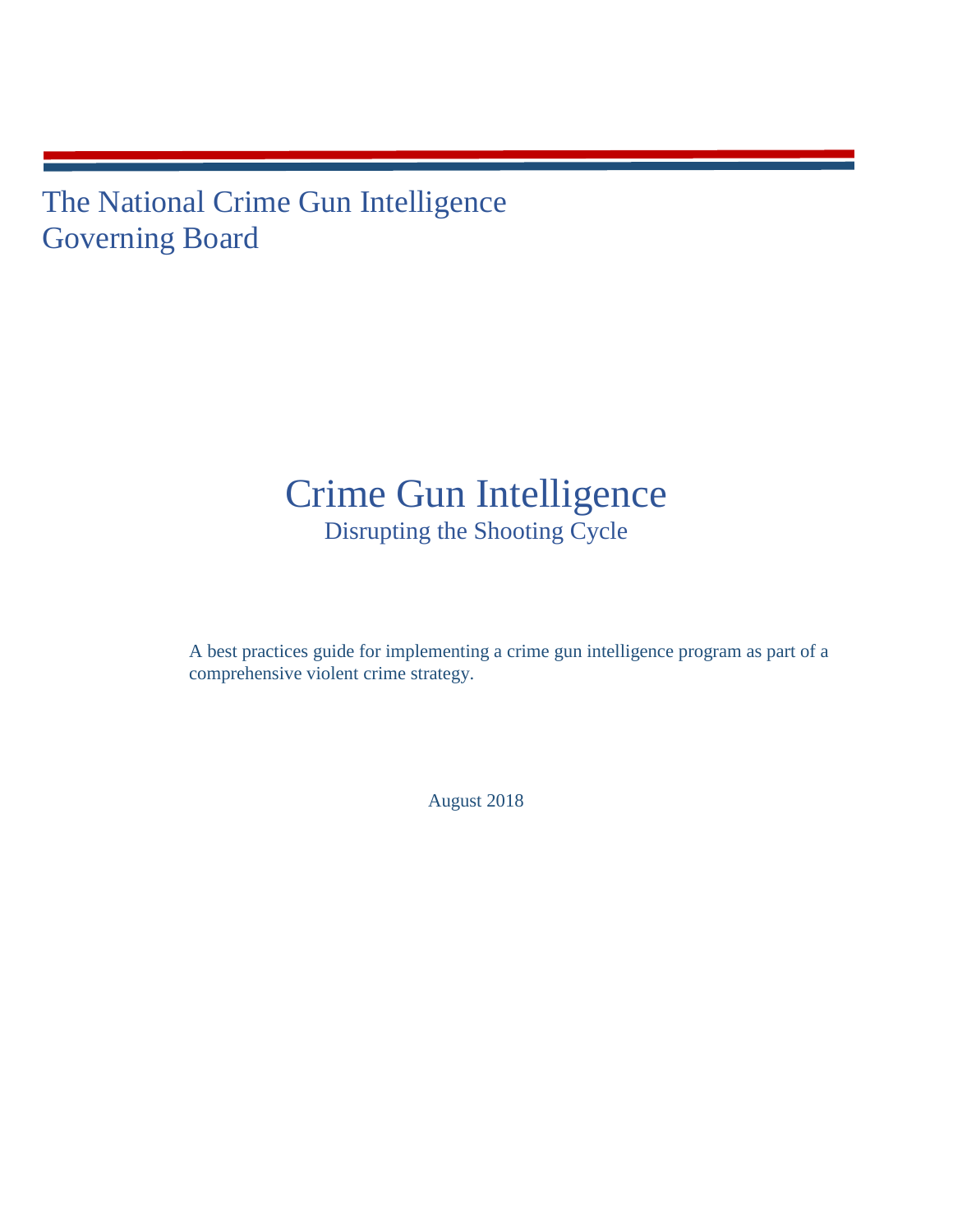The National Crime Gun Intelligence Governing Board

# Crime Gun Intelligence

## Disrupting the Shooting Cycle

A best practices guide for implementing a crime gun intelligence program as part of a comprehensive violent crime strategy.

August 2018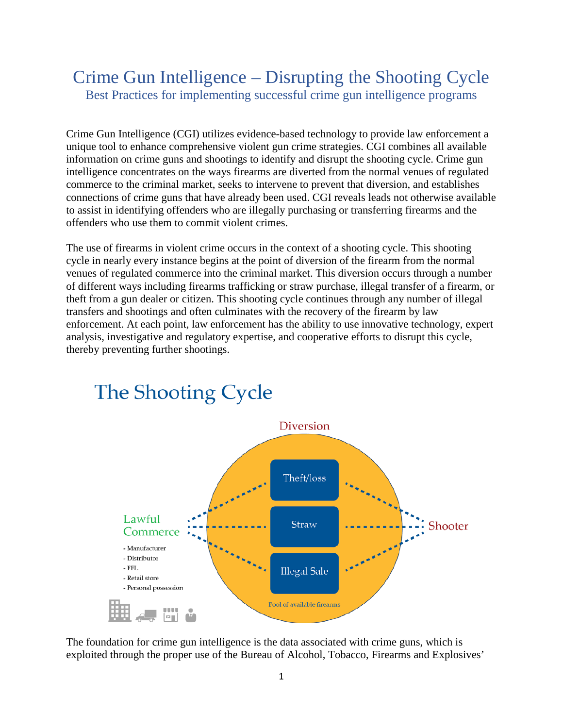# Crime Gun Intelligence – Disrupting the Shooting Cycle

## Best Practices for implementing successful crime gun intelligence programs

Crime Gun Intelligence (CGI) utilizes evidence-based technology to provide law enforcement a unique tool to enhance comprehensive violent gun crime strategies. CGI combines all available information on crime guns and shootings to identify and disrupt the shooting cycle. Crime gun intelligence concentrates on the ways firearms are diverted from the normal venues of regulated commerce to the criminal market, seeks to intervene to prevent that diversion, and establishes connections of crime guns that have already been used. CGI reveals leads not otherwise available to assist in identifying offenders who are illegally purchasing or transferring firearms and the offenders who use them to commit violent crimes.

The use of firearms in violent crime occurs in the context of a shooting cycle. This shooting cycle in nearly every instance begins at the point of diversion of the firearm from the normal venues of regulated commerce into the criminal market. This diversion occurs through a number of different ways including firearms trafficking or straw purchase, illegal transfer of a firearm, or theft from a gun dealer or citizen. This shooting cycle continues through any number of illegal transfers and shootings and often culminates with the recovery of the firearm by law enforcement. At each point, law enforcement has the ability to use innovative technology, expert analysis, investigative and regulatory expertise, and cooperative efforts to disrupt this cycle, thereby preventing further shootings.

## The Shooting Cycle

Diversion

Lawful Commerce
- Manufacturer
- Distributor
- FFL
- Retail store
- Personal possession

Theft/loss

Straw

Illegal Sale

Shooter

Pool of available firearms

The foundation for crime gun intelligence is the data associated with crime guns, which is exploited through the proper use of the Bureau of Alcohol, Tobacco, Firearms and Explosives'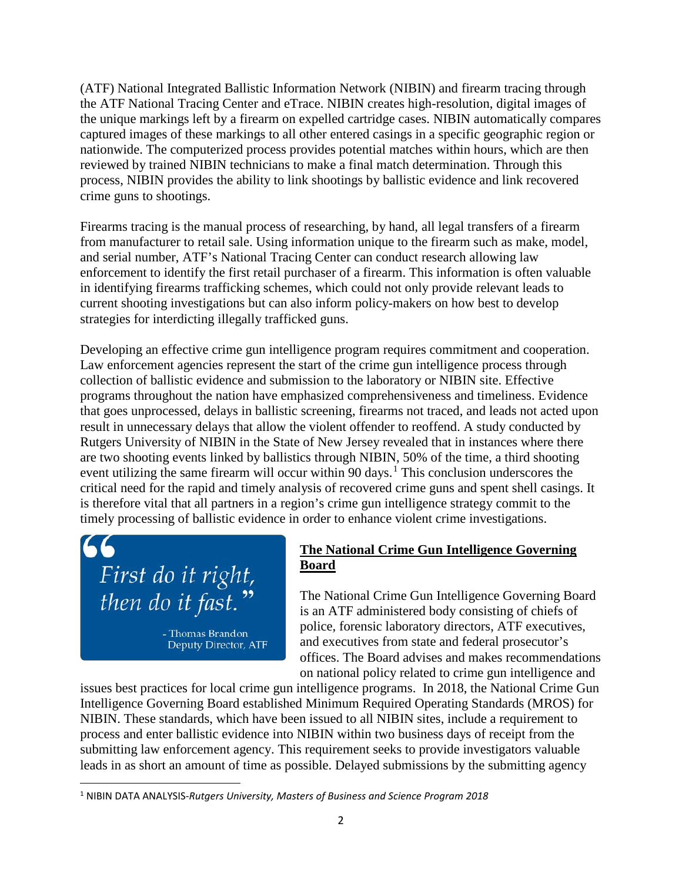(ATF) National Integrated Ballistic Information Network (NIBIN) and firearm tracing through the ATF National Tracing Center and eTrace. NIBIN creates high-resolution, digital images of the unique markings left by a firearm on expelled cartridge cases. NIBIN automatically compares captured images of these markings to all other entered casings in a specific geographic region or nationwide. The computerized process provides potential matches within hours, which are then reviewed by trained NIBIN technicians to make a final match determination. Through this process, NIBIN provides the ability to link shootings by ballistic evidence and link recovered crime guns to shootings.

Firearms tracing is the manual process of researching, by hand, all legal transfers of a firearm from manufacturer to retail sale. Using information unique to the firearm such as make, model, and serial number, ATF's National Tracing Center can conduct research allowing law enforcement to identify the first retail purchaser of a firearm. This information is often valuable in identifying firearms trafficking schemes, which could not only provide relevant leads to current shooting investigations but can also inform policy-makers on how best to develop strategies for interdicting illegally trafficked guns.

Developing an effective crime gun intelligence program requires commitment and cooperation. Law enforcement agencies represent the start of the crime gun intelligence process through collection of ballistic evidence and submission to the laboratory or NIBIN site. Effective programs throughout the nation have emphasized comprehensiveness and timeliness. Evidence that goes unprocessed, delays in ballistic screening, firearms not traced, and leads not acted upon result in unnecessary delays that allow the violent offender to reoffend. A study conducted by Rutgers University of NIBIN in the State of New Jersey revealed that in instances where there are two shooting events linked by ballistics through NIBIN, 50% of the time, a third shooting event utilizing the same firearm will occur within 90 days.[1] This conclusion underscores the critical need for the rapid and timely analysis of recovered crime guns and spent shell casings. It is therefore vital that all partners in a region's crime gun intelligence strategy commit to the timely processing of ballistic evidence in order to enhance violent crime investigations.

> *"First do it right, then do it fast."*
>
> \- Thomas Brandon
> Deputy Director, ATF

**The National Crime Gun Intelligence Governing Board**

The National Crime Gun Intelligence Governing Board is an ATF administered body consisting of chiefs of police, forensic laboratory directors, ATF executives, and executives from state and federal prosecutor's offices. The Board advises and makes recommendations on national policy related to crime gun intelligence and issues best practices for local crime gun intelligence programs. In 2018, the National Crime Gun Intelligence Governing Board established Minimum Required Operating Standards (MROS) for NIBIN. These standards, which have been issued to all NIBIN sites, include a requirement to process and enter ballistic evidence into NIBIN within two business days of receipt from the submitting law enforcement agency. This requirement seeks to provide investigators valuable leads in as short an amount of time as possible. Delayed submissions by the submitting agency

[1] NIBIN DATA ANALYSIS-*Rutgers University, Masters of Business and Science Program 2018*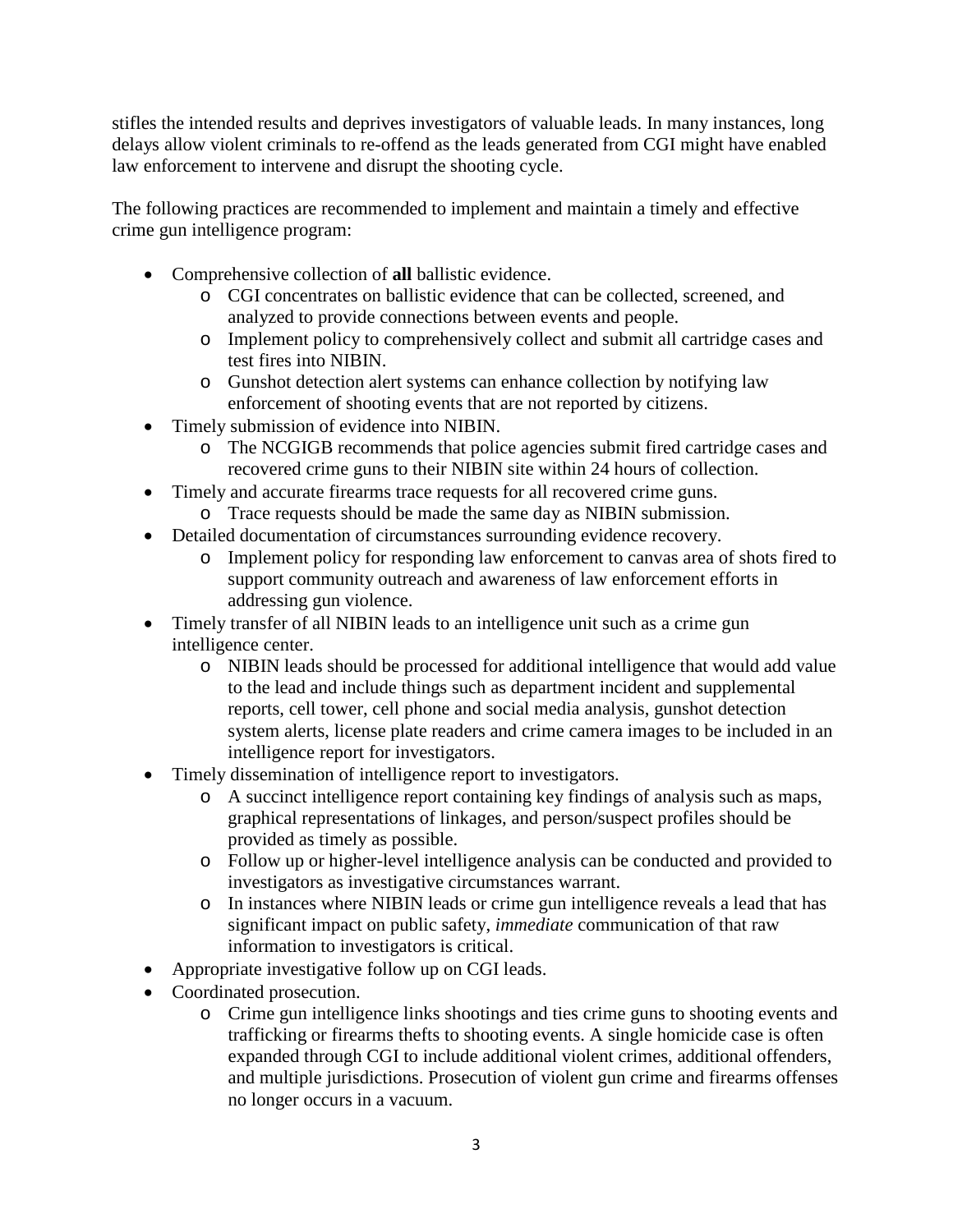stifles the intended results and deprives investigators of valuable leads. In many instances, long delays allow violent criminals to re-offend as the leads generated from CGI might have enabled law enforcement to intervene and disrupt the shooting cycle.

The following practices are recommended to implement and maintain a timely and effective crime gun intelligence program:

- Comprehensive collection of **all** ballistic evidence.
  - CGI concentrates on ballistic evidence that can be collected, screened, and analyzed to provide connections between events and people.
  - Implement policy to comprehensively collect and submit all cartridge cases and test fires into NIBIN.
  - Gunshot detection alert systems can enhance collection by notifying law enforcement of shooting events that are not reported by citizens.
- Timely submission of evidence into NIBIN.
  - The NCGIGB recommends that police agencies submit fired cartridge cases and recovered crime guns to their NIBIN site within 24 hours of collection.
- Timely and accurate firearms trace requests for all recovered crime guns.
  - Trace requests should be made the same day as NIBIN submission.
- Detailed documentation of circumstances surrounding evidence recovery.
  - Implement policy for responding law enforcement to canvas area of shots fired to support community outreach and awareness of law enforcement efforts in addressing gun violence.
- Timely transfer of all NIBIN leads to an intelligence unit such as a crime gun intelligence center.
  - NIBIN leads should be processed for additional intelligence that would add value to the lead and include things such as department incident and supplemental reports, cell tower, cell phone and social media analysis, gunshot detection system alerts, license plate readers and crime camera images to be included in an intelligence report for investigators.
- Timely dissemination of intelligence report to investigators.
  - A succinct intelligence report containing key findings of analysis such as maps, graphical representations of linkages, and person/suspect profiles should be provided as timely as possible.
  - Follow up or higher-level intelligence analysis can be conducted and provided to investigators as investigative circumstances warrant.
  - In instances where NIBIN leads or crime gun intelligence reveals a lead that has significant impact on public safety, *immediate* communication of that raw information to investigators is critical.
- Appropriate investigative follow up on CGI leads.
- Coordinated prosecution.
  - Crime gun intelligence links shootings and ties crime guns to shooting events and trafficking or firearms thefts to shooting events. A single homicide case is often expanded through CGI to include additional violent crimes, additional offenders, and multiple jurisdictions. Prosecution of violent gun crime and firearms offenses no longer occurs in a vacuum.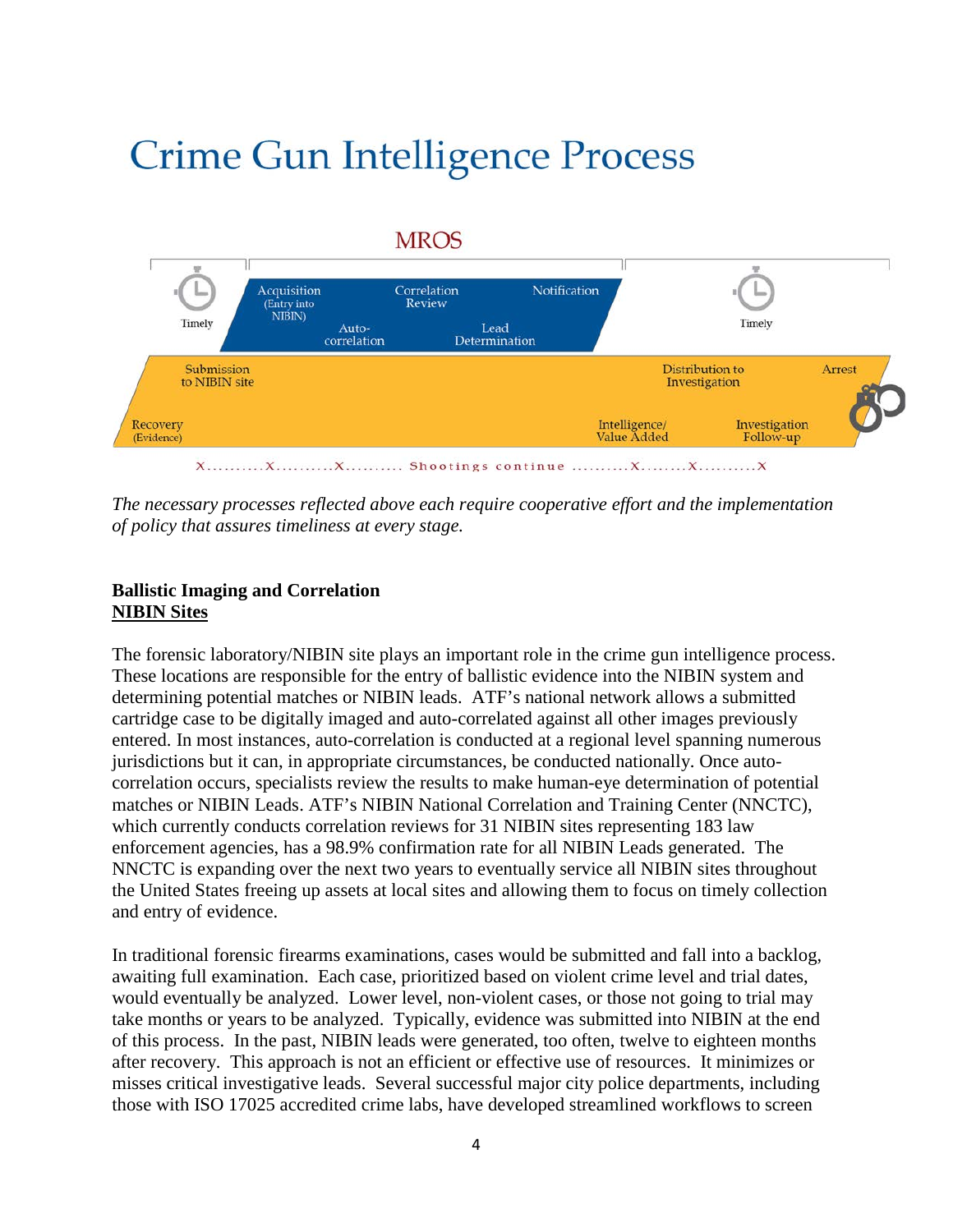# Crime Gun Intelligence Process

MROS

Timely

Acquisition (Entry into NIBIN)

Auto-correlation

Correlation Review

Lead Determination

Notification

Timely

Submission to NIBIN site

Recovery (Evidence)

Distribution to Investigation

Intelligence/ Value Added

Investigation Follow-up

Arrest

X..........X..........X.......... Shootings continue ..........X........X..........X

*The necessary processes reflected above each require cooperative effort and the implementation of policy that assures timeliness at every stage.*

**Ballistic Imaging and Correlation**
**NIBIN Sites**

The forensic laboratory/NIBIN site plays an important role in the crime gun intelligence process. These locations are responsible for the entry of ballistic evidence into the NIBIN system and determining potential matches or NIBIN leads. ATF's national network allows a submitted cartridge case to be digitally imaged and auto-correlated against all other images previously entered. In most instances, auto-correlation is conducted at a regional level spanning numerous jurisdictions but it can, in appropriate circumstances, be conducted nationally. Once auto-correlation occurs, specialists review the results to make human-eye determination of potential matches or NIBIN Leads. ATF's NIBIN National Correlation and Training Center (NNCTC), which currently conducts correlation reviews for 31 NIBIN sites representing 183 law enforcement agencies, has a 98.9% confirmation rate for all NIBIN Leads generated. The NNCTC is expanding over the next two years to eventually service all NIBIN sites throughout the United States freeing up assets at local sites and allowing them to focus on timely collection and entry of evidence.

In traditional forensic firearms examinations, cases would be submitted and fall into a backlog, awaiting full examination. Each case, prioritized based on violent crime level and trial dates, would eventually be analyzed. Lower level, non-violent cases, or those not going to trial may take months or years to be analyzed. Typically, evidence was submitted into NIBIN at the end of this process. In the past, NIBIN leads were generated, too often, twelve to eighteen months after recovery. This approach is not an efficient or effective use of resources. It minimizes or misses critical investigative leads. Several successful major city police departments, including those with ISO 17025 accredited crime labs, have developed streamlined workflows to screen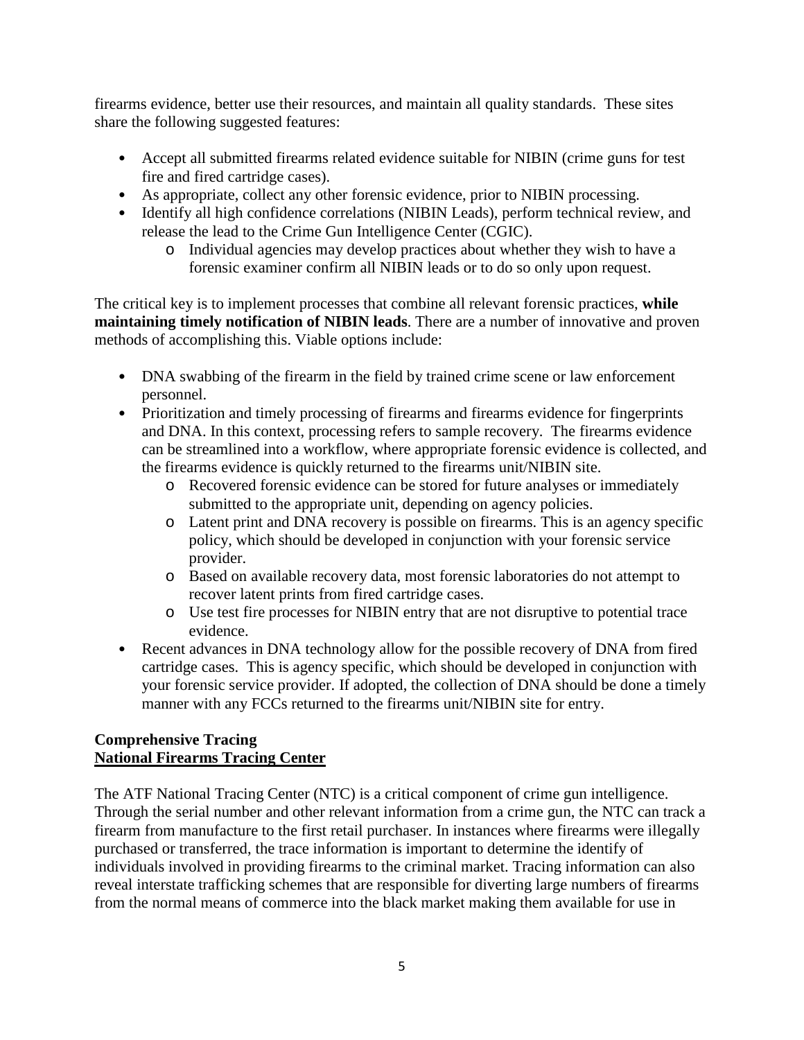firearms evidence, better use their resources, and maintain all quality standards. These sites share the following suggested features:

- Accept all submitted firearms related evidence suitable for NIBIN (crime guns for test fire and fired cartridge cases).
- As appropriate, collect any other forensic evidence, prior to NIBIN processing.
- Identify all high confidence correlations (NIBIN Leads), perform technical review, and release the lead to the Crime Gun Intelligence Center (CGIC).
    - Individual agencies may develop practices about whether they wish to have a forensic examiner confirm all NIBIN leads or to do so only upon request.

The critical key is to implement processes that combine all relevant forensic practices, **while maintaining timely notification of NIBIN leads**. There are a number of innovative and proven methods of accomplishing this. Viable options include:

- DNA swabbing of the firearm in the field by trained crime scene or law enforcement personnel.
- Prioritization and timely processing of firearms and firearms evidence for fingerprints and DNA. In this context, processing refers to sample recovery. The firearms evidence can be streamlined into a workflow, where appropriate forensic evidence is collected, and the firearms evidence is quickly returned to the firearms unit/NIBIN site.
    - Recovered forensic evidence can be stored for future analyses or immediately submitted to the appropriate unit, depending on agency policies.
    - Latent print and DNA recovery is possible on firearms. This is an agency specific policy, which should be developed in conjunction with your forensic service provider.
    - Based on available recovery data, most forensic laboratories do not attempt to recover latent prints from fired cartridge cases.
    - Use test fire processes for NIBIN entry that are not disruptive to potential trace evidence.
- Recent advances in DNA technology allow for the possible recovery of DNA from fired cartridge cases. This is agency specific, which should be developed in conjunction with your forensic service provider. If adopted, the collection of DNA should be done a timely manner with any FCCs returned to the firearms unit/NIBIN site for entry.

**Comprehensive Tracing**
**National Firearms Tracing Center**

The ATF National Tracing Center (NTC) is a critical component of crime gun intelligence. Through the serial number and other relevant information from a crime gun, the NTC can track a firearm from manufacture to the first retail purchaser. In instances where firearms were illegally purchased or transferred, the trace information is important to determine the identify of individuals involved in providing firearms to the criminal market. Tracing information can also reveal interstate trafficking schemes that are responsible for diverting large numbers of firearms from the normal means of commerce into the black market making them available for use in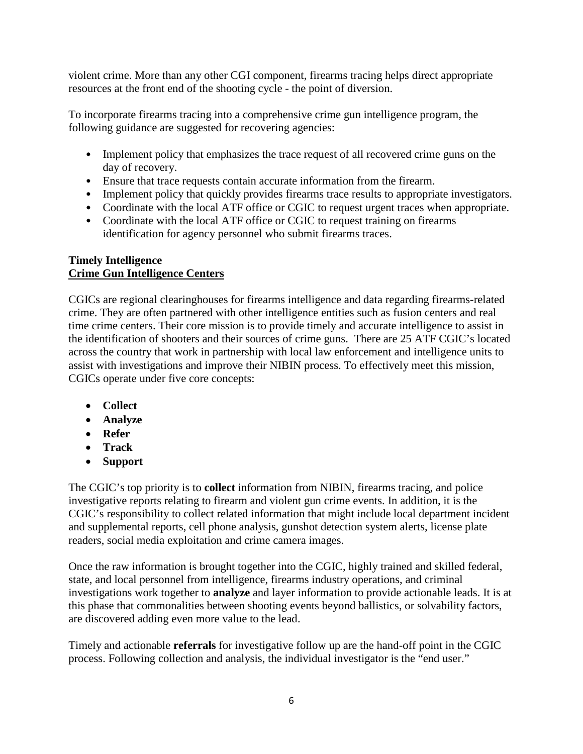violent crime. More than any other CGI component, firearms tracing helps direct appropriate resources at the front end of the shooting cycle - the point of diversion.

To incorporate firearms tracing into a comprehensive crime gun intelligence program, the following guidance are suggested for recovering agencies:

- Implement policy that emphasizes the trace request of all recovered crime guns on the day of recovery.
- Ensure that trace requests contain accurate information from the firearm.
- Implement policy that quickly provides firearms trace results to appropriate investigators.
- Coordinate with the local ATF office or CGIC to request urgent traces when appropriate.
- Coordinate with the local ATF office or CGIC to request training on firearms identification for agency personnel who submit firearms traces.

**Timely Intelligence**
**Crime Gun Intelligence Centers**

CGICs are regional clearinghouses for firearms intelligence and data regarding firearms-related crime. They are often partnered with other intelligence entities such as fusion centers and real time crime centers. Their core mission is to provide timely and accurate intelligence to assist in the identification of shooters and their sources of crime guns. There are 25 ATF CGIC's located across the country that work in partnership with local law enforcement and intelligence units to assist with investigations and improve their NIBIN process. To effectively meet this mission, CGICs operate under five core concepts:

- **Collect**
- **Analyze**
- **Refer**
- **Track**
- **Support**

The CGIC's top priority is to **collect** information from NIBIN, firearms tracing, and police investigative reports relating to firearm and violent gun crime events. In addition, it is the CGIC's responsibility to collect related information that might include local department incident and supplemental reports, cell phone analysis, gunshot detection system alerts, license plate readers, social media exploitation and crime camera images.

Once the raw information is brought together into the CGIC, highly trained and skilled federal, state, and local personnel from intelligence, firearms industry operations, and criminal investigations work together to **analyze** and layer information to provide actionable leads. It is at this phase that commonalities between shooting events beyond ballistics, or solvability factors, are discovered adding even more value to the lead.

Timely and actionable **referrals** for investigative follow up are the hand-off point in the CGIC process. Following collection and analysis, the individual investigator is the "end user."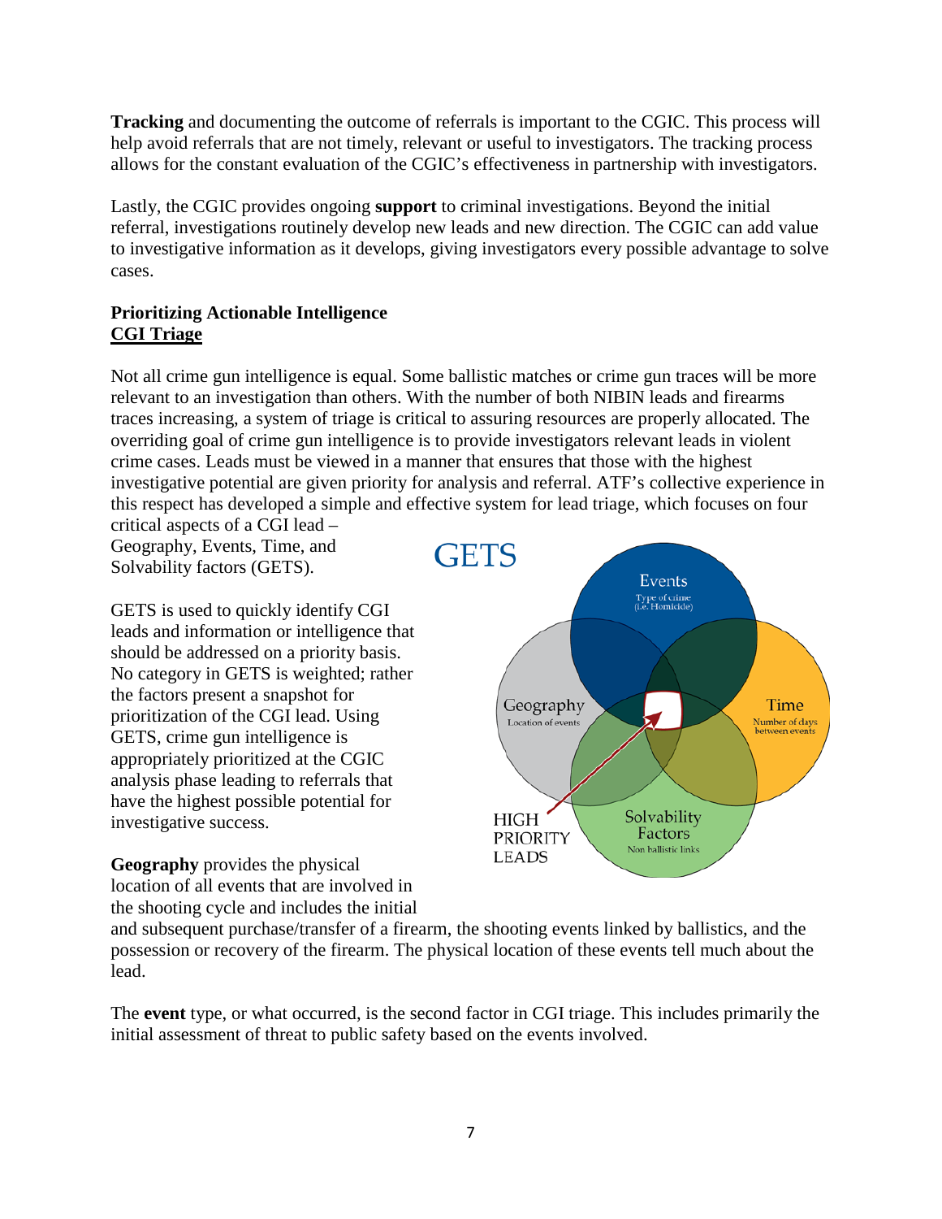**Tracking** and documenting the outcome of referrals is important to the CGIC. This process will help avoid referrals that are not timely, relevant or useful to investigators. The tracking process allows for the constant evaluation of the CGIC's effectiveness in partnership with investigators.

Lastly, the CGIC provides ongoing **support** to criminal investigations. Beyond the initial referral, investigations routinely develop new leads and new direction. The CGIC can add value to investigative information as it develops, giving investigators every possible advantage to solve cases.

**Prioritizing Actionable Intelligence**
**CGI Triage**

Not all crime gun intelligence is equal. Some ballistic matches or crime gun traces will be more relevant to an investigation than others. With the number of both NIBIN leads and firearms traces increasing, a system of triage is critical to assuring resources are properly allocated. The overriding goal of crime gun intelligence is to provide investigators relevant leads in violent crime cases. Leads must be viewed in a manner that ensures that those with the highest investigative potential are given priority for analysis and referral. ATF's collective experience in this respect has developed a simple and effective system for lead triage, which focuses on four critical aspects of a CGI lead – Geography, Events, Time, and Solvability factors (GETS).

GETS

Events
Type of crime (i.e. Homicide)

Geography
Location of events

Time
Number of days between events

Solvability Factors
Non ballistic links

HIGH PRIORITY LEADS

GETS is used to quickly identify CGI leads and information or intelligence that should be addressed on a priority basis. No category in GETS is weighted; rather the factors present a snapshot for prioritization of the CGI lead. Using GETS, crime gun intelligence is appropriately prioritized at the CGIC analysis phase leading to referrals that have the highest possible potential for investigative success.

**Geography** provides the physical location of all events that are involved in the shooting cycle and includes the initial and subsequent purchase/transfer of a firearm, the shooting events linked by ballistics, and the possession or recovery of the firearm. The physical location of these events tell much about the lead.

The **event** type, or what occurred, is the second factor in CGI triage. This includes primarily the initial assessment of threat to public safety based on the events involved.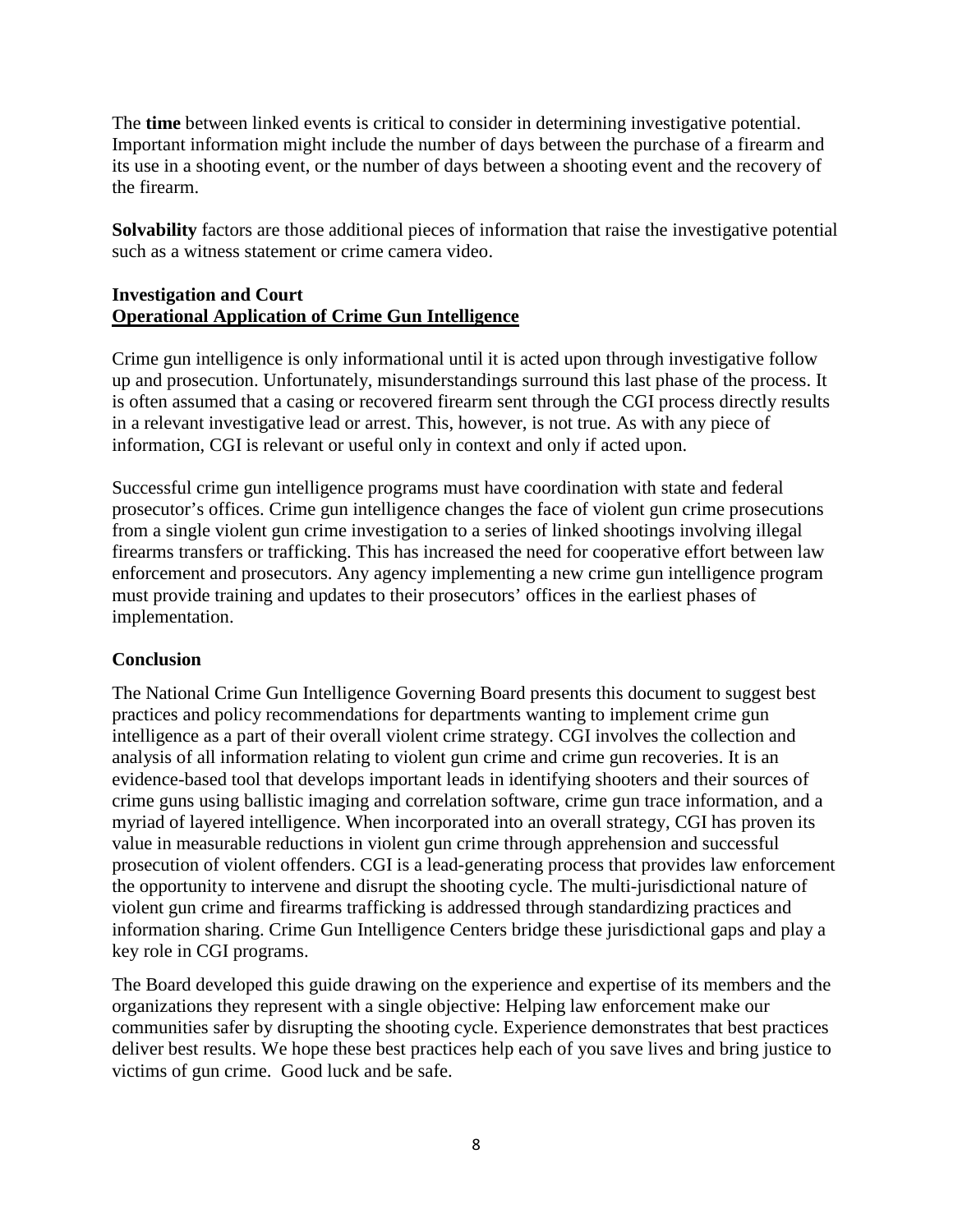The **time** between linked events is critical to consider in determining investigative potential. Important information might include the number of days between the purchase of a firearm and its use in a shooting event, or the number of days between a shooting event and the recovery of the firearm.

**Solvability** factors are those additional pieces of information that raise the investigative potential such as a witness statement or crime camera video.

### Investigation and Court

### Operational Application of Crime Gun Intelligence

Crime gun intelligence is only informational until it is acted upon through investigative follow up and prosecution. Unfortunately, misunderstandings surround this last phase of the process. It is often assumed that a casing or recovered firearm sent through the CGI process directly results in a relevant investigative lead or arrest. This, however, is not true. As with any piece of information, CGI is relevant or useful only in context and only if acted upon.

Successful crime gun intelligence programs must have coordination with state and federal prosecutor's offices. Crime gun intelligence changes the face of violent gun crime prosecutions from a single violent gun crime investigation to a series of linked shootings involving illegal firearms transfers or trafficking. This has increased the need for cooperative effort between law enforcement and prosecutors. Any agency implementing a new crime gun intelligence program must provide training and updates to their prosecutors' offices in the earliest phases of implementation.

## Conclusion

The National Crime Gun Intelligence Governing Board presents this document to suggest best practices and policy recommendations for departments wanting to implement crime gun intelligence as a part of their overall violent crime strategy. CGI involves the collection and analysis of all information relating to violent gun crime and crime gun recoveries. It is an evidence-based tool that develops important leads in identifying shooters and their sources of crime guns using ballistic imaging and correlation software, crime gun trace information, and a myriad of layered intelligence. When incorporated into an overall strategy, CGI has proven its value in measurable reductions in violent gun crime through apprehension and successful prosecution of violent offenders. CGI is a lead-generating process that provides law enforcement the opportunity to intervene and disrupt the shooting cycle. The multi-jurisdictional nature of violent gun crime and firearms trafficking is addressed through standardizing practices and information sharing. Crime Gun Intelligence Centers bridge these jurisdictional gaps and play a key role in CGI programs.

The Board developed this guide drawing on the experience and expertise of its members and the organizations they represent with a single objective: Helping law enforcement make our communities safer by disrupting the shooting cycle. Experience demonstrates that best practices deliver best results. We hope these best practices help each of you save lives and bring justice to victims of gun crime. Good luck and be safe.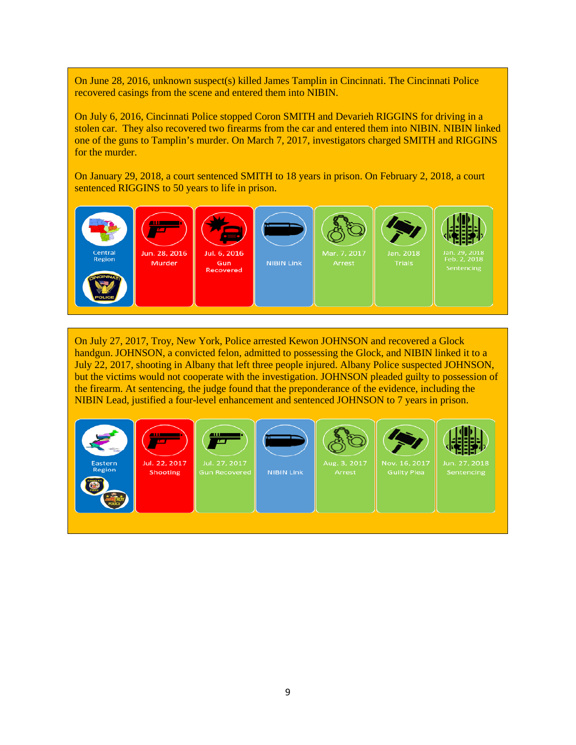On June 28, 2016, unknown suspect(s) killed James Tamplin in Cincinnati. The Cincinnati Police recovered casings from the scene and entered them into NIBIN.

On July 6, 2016, Cincinnati Police stopped Coron SMITH and Devarieh RIGGINS for driving in a stolen car. They also recovered two firearms from the car and entered them into NIBIN. NIBIN linked one of the guns to Tamplin's murder. On March 7, 2017, investigators charged SMITH and RIGGINS for the murder.

On January 29, 2018, a court sentenced SMITH to 18 years in prison. On February 2, 2018, a court sentenced RIGGINS to 50 years to life in prison.

Central Region

Jun. 28, 2016
Murder

Jul. 6, 2016
Gun Recovered

NIBIN Link

Mar. 7, 2017
Arrest

Jan. 2018
Trials

Jan. 29, 2018
Feb. 2, 2018
Sentencing

On July 27, 2017, Troy, New York, Police arrested Kewon JOHNSON and recovered a Glock handgun. JOHNSON, a convicted felon, admitted to possessing the Glock, and NIBIN linked it to a July 22, 2017, shooting in Albany that left three people injured. Albany Police suspected JOHNSON, but the victims would not cooperate with the investigation. JOHNSON pleaded guilty to possession of the firearm. At sentencing, the judge found that the preponderance of the evidence, including the NIBIN Lead, justified a four-level enhancement and sentenced JOHNSON to 7 years in prison.

Eastern Region

Jul. 22, 2017
Shooting

Jul. 27, 2017
Gun Recovered

NIBIN Link

Aug. 3, 2017
Arrest

Nov. 16, 2017
Guilty Plea

Jun. 27, 2018
Sentencing